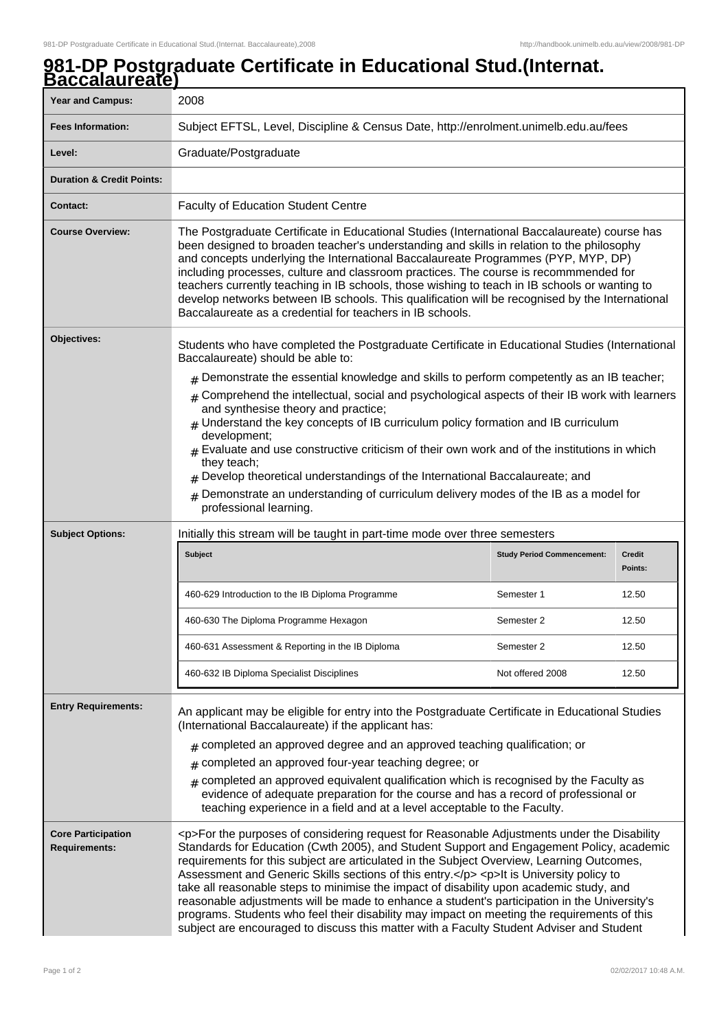# 981-DP Postgraduate Certificate in Educational Stud.(Internat. Baccalaureate)

| | |
|---|---|
| **Year and Campus:** | 2008 |
| **Fees Information:** | Subject EFTSL, Level, Discipline & Census Date, http://enrolment.unimelb.edu.au/fees |
| **Level:** | Graduate/Postgraduate |
| **Duration & Credit Points:** | |
| **Contact:** | Faculty of Education Student Centre |
| **Course Overview:** | The Postgraduate Certificate in Educational Studies (International Baccalaureate) course has been designed to broaden teacher's understanding and skills in relation to the philosophy and concepts underlying the International Baccalaureate Programmes (PYP, MYP, DP) including processes, culture and classroom practices. The course is recommmended for teachers currently teaching in IB schools, those wishing to teach in IB schools or wanting to develop networks between IB schools. This qualification will be recognised by the International Baccalaureate as a credential for teachers in IB schools. |
| **Objectives:** | Students who have completed the Postgraduate Certificate in Educational Studies (International Baccalaureate) should be able to: <br> # Demonstrate the essential knowledge and skills to perform competently as an IB teacher; <br> # Comprehend the intellectual, social and psychological aspects of their IB work with learners and synthesise theory and practice; <br> # Understand the key concepts of IB curriculum policy formation and IB curriculum development; <br> # Evaluate and use constructive criticism of their own work and of the institutions in which they teach; <br> # Develop theoretical understandings of the International Baccalaureate; and <br> # Demonstrate an understanding of curriculum delivery modes of the IB as a model for professional learning. |
| **Subject Options:** | Initially this stream will be taught in part-time mode over three semesters |

| Subject | Study Period Commencement: | Credit Points: |
|---|---|---|
| 460-629 Introduction to the IB Diploma Programme | Semester 1 | 12.50 |
| 460-630 The Diploma Programme Hexagon | Semester 2 | 12.50 |
| 460-631 Assessment & Reporting in the IB Diploma | Semester 2 | 12.50 |
| 460-632 IB Diploma Specialist Disciplines | Not offered 2008 | 12.50 |

| | |
|---|---|
| **Entry Requirements:** | An applicant may be eligible for entry into the Postgraduate Certificate in Educational Studies (International Baccalaureate) if the applicant has: <br> # completed an approved degree and an approved teaching qualification; or <br> # completed an approved four-year teaching degree; or <br> # completed an approved equivalent qualification which is recognised by the Faculty as evidence of adequate preparation for the course and has a record of professional or teaching experience in a field and at a level acceptable to the Faculty. |
| **Core Participation Requirements:** | <p>For the purposes of considering request for Reasonable Adjustments under the Disability Standards for Education (Cwth 2005), and Student Support and Engagement Policy, academic requirements for this subject are articulated in the Subject Overview, Learning Outcomes, Assessment and Generic Skills sections of this entry.</p> <p>It is University policy to take all reasonable steps to minimise the impact of disability upon academic study, and reasonable adjustments will be made to enhance a student's participation in the University's programs. Students who feel their disability may impact on meeting the requirements of this subject are encouraged to discuss this matter with a Faculty Student Adviser and Student |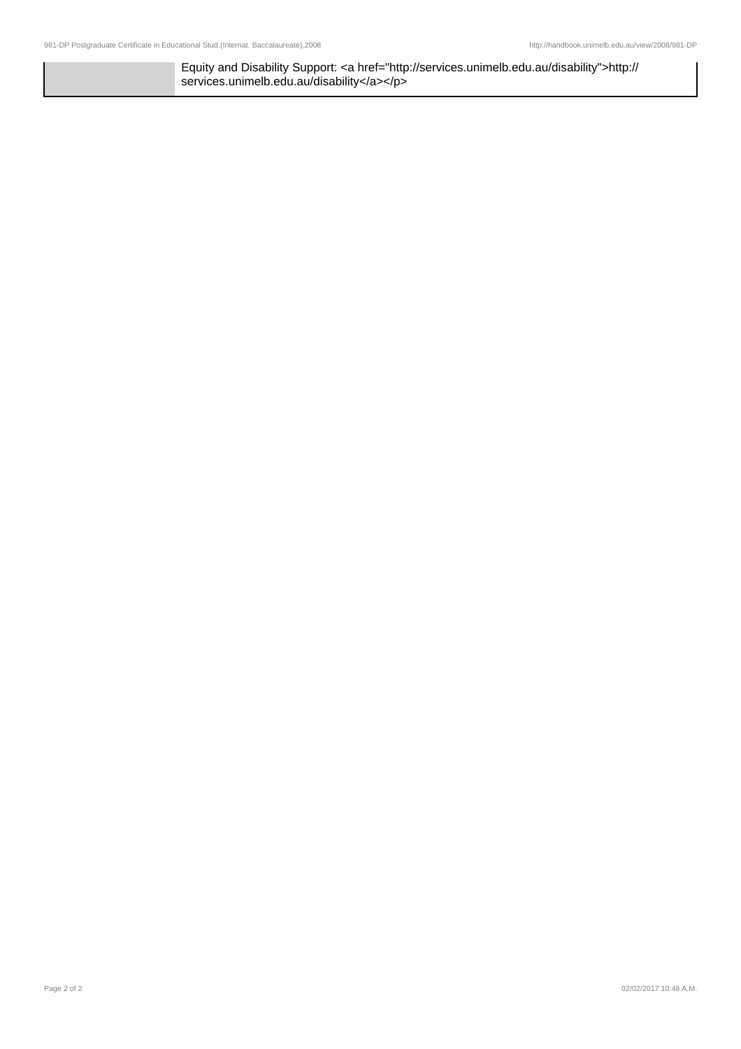Equity and Disability Support: <a href="http://services.unimelb.edu.au/disability">http://services.unimelb.edu.au/disability</a></p>